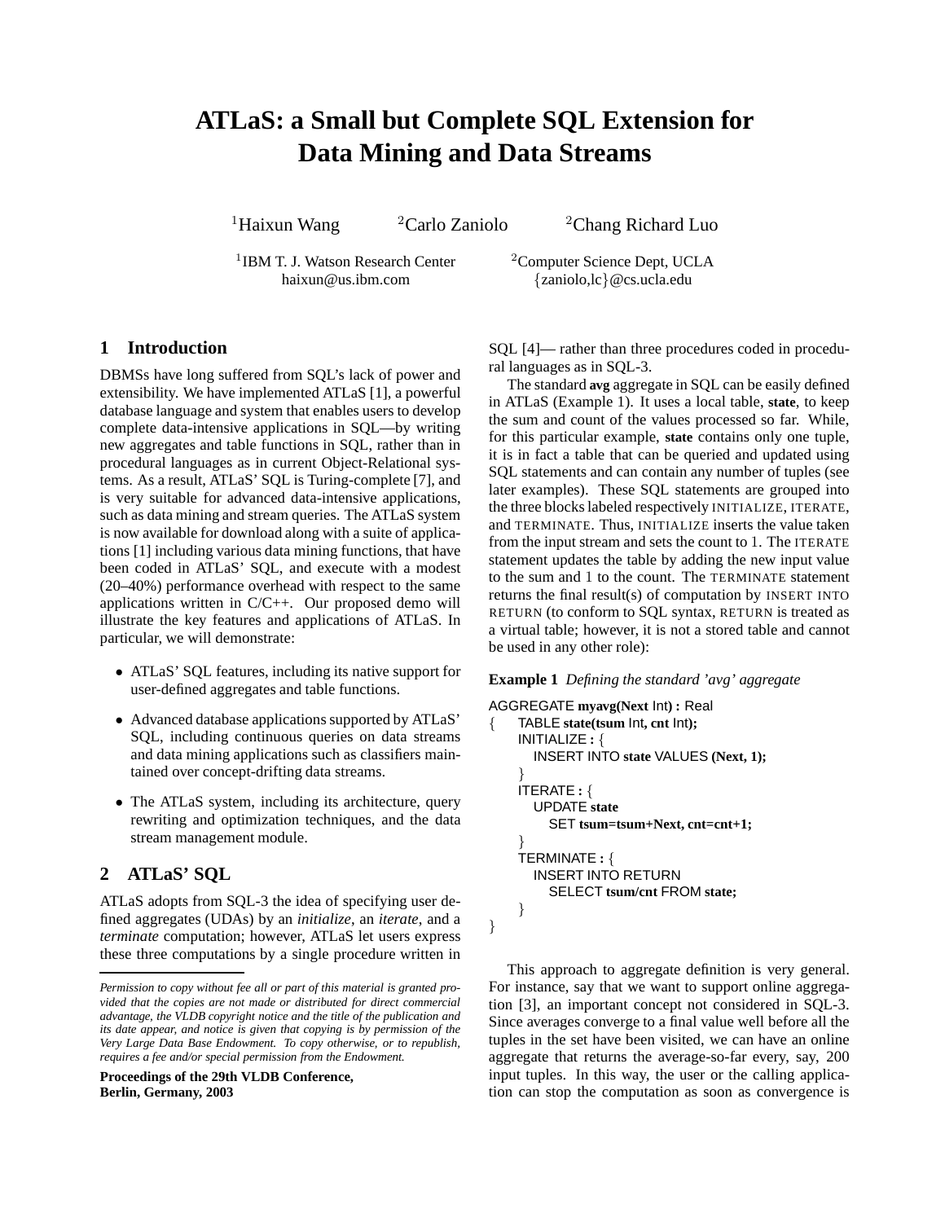# ATLaS: a Small but Complete SQL Extension for Data Mining and Data Streams

[1]Haixun Wang [2]Carlo Zaniolo [2]Chang Richard Luo

[1]IBM T. J. Watson Research Center
haixun@us.ibm.com

[2]Computer Science Dept, UCLA
{zaniolo,lc}@cs.ucla.edu

## 1 Introduction

DBMSs have long suffered from SQL's lack of power and extensibility. We have implemented ATLaS [1], a powerful database language and system that enables users to develop complete data-intensive applications in SQL—by writing new aggregates and table functions in SQL, rather than in procedural languages as in current Object-Relational systems. As a result, ATLaS' SQL is Turing-complete [7], and is very suitable for advanced data-intensive applications, such as data mining and stream queries. The ATLaS system is now available for download along with a suite of applications [1] including various data mining functions, that have been coded in ATLaS' SQL, and execute with a modest (20–40%) performance overhead with respect to the same applications written in C/C++. Our proposed demo will illustrate the key features and applications of ATLaS. In particular, we will demonstrate:

- ATLaS' SQL features, including its native support for user-defined aggregates and table functions.
- Advanced database applications supported by ATLaS' SQL, including continuous queries on data streams and data mining applications such as classifiers maintained over concept-drifting data streams.
- The ATLaS system, including its architecture, query rewriting and optimization techniques, and the data stream management module.

## 2 ATLaS' SQL

ATLaS adopts from SQL-3 the idea of specifying user defined aggregates (UDAs) by an *initialize*, an *iterate*, and a *terminate* computation; however, ATLaS let users express these three computations by a single procedure written in SQL [4]— rather than three procedures coded in procedural languages as in SQL-3.

The standard **avg** aggregate in SQL can be easily defined in ATLaS (Example 1). It uses a local table, **state**, to keep the sum and count of the values processed so far. While, for this particular example, **state** contains only one tuple, it is in fact a table that can be queried and updated using SQL statements and can contain any number of tuples (see later examples). These SQL statements are grouped into the three blocks labeled respectively INITIALIZE, ITERATE, and TERMINATE. Thus, INITIALIZE inserts the value taken from the input stream and sets the count to 1. The ITERATE statement updates the table by adding the new input value to the sum and 1 to the count. The TERMINATE statement returns the final result(s) of computation by INSERT INTO RETURN (to conform to SQL syntax, RETURN is treated as a virtual table; however, it is not a stored table and cannot be used in any other role):

**Example 1** *Defining the standard 'avg' aggregate*

```
AGGREGATE myavg(Next Int) : Real
{   TABLE state(tsum Int, cnt Int);
    INITIALIZE : {
       INSERT INTO state VALUES (Next, 1);
    }
    ITERATE : {
       UPDATE state
          SET tsum=tsum+Next, cnt=cnt+1;
    }
    TERMINATE : {
       INSERT INTO RETURN
          SELECT tsum/cnt FROM state;
    }
}
```

This approach to aggregate definition is very general. For instance, say that we want to support online aggregation [3], an important concept not considered in SQL-3. Since averages converge to a final value well before all the tuples in the set have been visited, we can have an online aggregate that returns the average-so-far every, say, 200 input tuples. In this way, the user or the calling application can stop the computation as soon as convergence is

---

*Permission to copy without fee all or part of this material is granted provided that the copies are not made or distributed for direct commercial advantage, the VLDB copyright notice and the title of the publication and its date appear, and notice is given that copying is by permission of the Very Large Data Base Endowment. To copy otherwise, or to republish, requires a fee and/or special permission from the Endowment.*

**Proceedings of the 29th VLDB Conference, Berlin, Germany, 2003**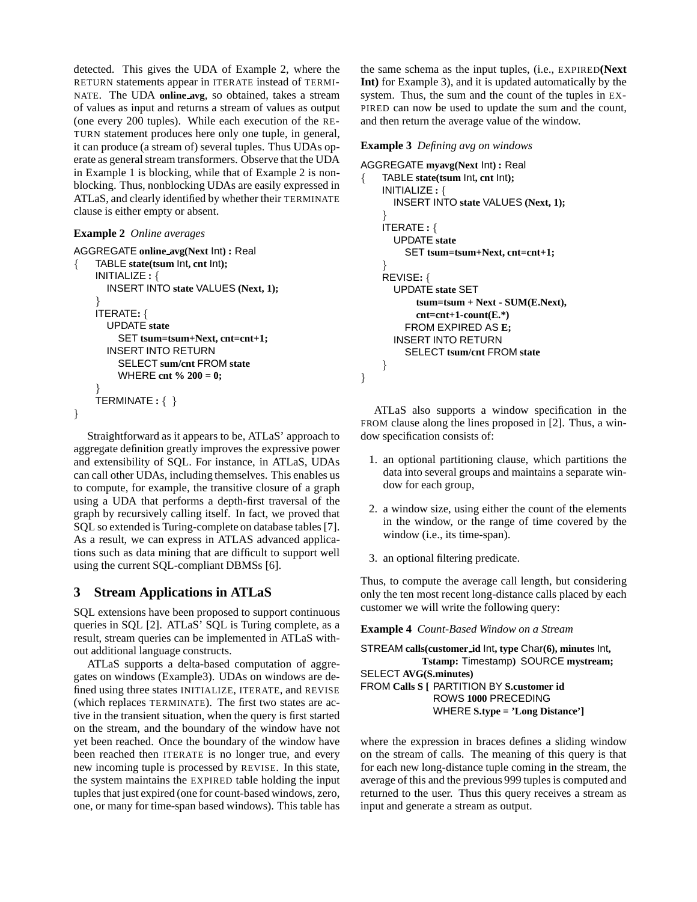detected. This gives the UDA of Example 2, where the RETURN statements appear in ITERATE instead of TERMINATE. The UDA **online_avg**, so obtained, takes a stream of values as input and returns a stream of values as output (one every 200 tuples). While each execution of the RETURN statement produces here only one tuple, in general, it can produce (a stream of) several tuples. Thus UDAs operate as general stream transformers. Observe that the UDA in Example 1 is blocking, while that of Example 2 is nonblocking. Thus, nonblocking UDAs are easily expressed in ATLaS, and clearly identified by whether their TERMINATE clause is either empty or absent.

**Example 2** *Online averages*

```
AGGREGATE online_avg(Next Int) : Real
{   TABLE state(tsum Int, cnt Int);
    INITIALIZE : {
       INSERT INTO state VALUES (Next, 1);
    }
    ITERATE: {
       UPDATE state
          SET tsum=tsum+Next, cnt=cnt+1;
       INSERT INTO RETURN
          SELECT sum/cnt FROM state
          WHERE cnt % 200 = 0;
    }
    TERMINATE : { }
}
```

Straightforward as it appears to be, ATLaS' approach to aggregate definition greatly improves the expressive power and extensibility of SQL. For instance, in ATLaS, UDAs can call other UDAs, including themselves. This enables us to compute, for example, the transitive closure of a graph using a UDA that performs a depth-first traversal of the graph by recursively calling itself. In fact, we proved that SQL so extended is Turing-complete on database tables [7]. As a result, we can express in ATLAS advanced applications such as data mining that are difficult to support well using the current SQL-compliant DBMSs [6].

## 3 Stream Applications in ATLaS

SQL extensions have been proposed to support continuous queries in SQL [2]. ATLaS' SQL is Turing complete, as a result, stream queries can be implemented in ATLaS without additional language constructs.

ATLaS supports a delta-based computation of aggregates on windows (Example3). UDAs on windows are defined using three states INITIALIZE, ITERATE, and REVISE (which replaces TERMINATE). The first two states are active in the transient situation, when the query is first started on the stream, and the boundary of the window have not yet been reached. Once the boundary of the window have been reached then ITERATE is no longer true, and every new incoming tuple is processed by REVISE. In this state, the system maintains the EXPIRED table holding the input tuples that just expired (one for count-based windows, zero, one, or many for time-span based windows). This table has the same schema as the input tuples, (i.e., EXPIRED**(Next Int)** for Example 3), and it is updated automatically by the system. Thus, the sum and the count of the tuples in EXPIRED can now be used to update the sum and the count, and then return the average value of the window.

**Example 3** *Defining avg on windows*

```
AGGREGATE myavg(Next Int) : Real
{   TABLE state(tsum Int, cnt Int);
    INITIALIZE : {
       INSERT INTO state VALUES (Next, 1);
    }
    ITERATE : {
       UPDATE state
          SET tsum=tsum+Next, cnt=cnt+1;
    }
    REVISE: {
       UPDATE state SET
            tsum=tsum + Next - SUM(E.Next),
            cnt=cnt+1-count(E.*)
          FROM EXPIRED AS E;
       INSERT INTO RETURN
          SELECT tsum/cnt FROM state
    }
}
```

ATLaS also supports a window specification in the FROM clause along the lines proposed in [2]. Thus, a window specification consists of:

1. an optional partitioning clause, which partitions the data into several groups and maintains a separate window for each group,
2. a window size, using either the count of the elements in the window, or the range of time covered by the window (i.e., its time-span).
3. an optional filtering predicate.

Thus, to compute the average call length, but considering only the ten most recent long-distance calls placed by each customer we will write the following query:

**Example 4** *Count-Based Window on a Stream*

```
STREAM calls(customer_id Int, type Char(6), minutes Int,
             Tstamp: Timestamp) SOURCE mystream;
SELECT AVG(S.minutes)
FROM Calls S [ PARTITION BY S.customer id
               ROWS 1000 PRECEDING
               WHERE S.type = 'Long Distance']
```

where the expression in braces defines a sliding window on the stream of calls. The meaning of this query is that for each new long-distance tuple coming in the stream, the average of this and the previous 999 tuples is computed and returned to the user. Thus this query receives a stream as input and generate a stream as output.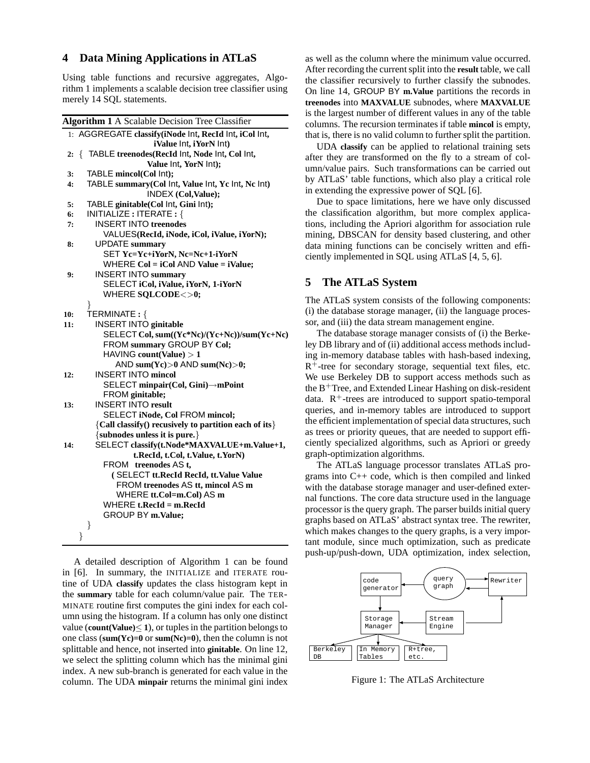## 4 Data Mining Applications in ATLaS

Using table functions and recursive aggregates, Algorithm 1 implements a scalable decision tree classifier using merely 14 SQL statements.

**Algorithm 1** A Scalable Decision Tree Classifier

```
1:  AGGREGATE classify(iNode Int, RecId Int, iCol Int,
                       iValue Int, iYorN Int)
2:  { TABLE treenodes(RecId Int, Node Int, Col Int,
                      Value Int, YorN Int);
3:    TABLE mincol(Col Int);
4:    TABLE summary(Col Int, Value Int, Yc Int, Nc Int)
                    INDEX (Col,Value);
5:    TABLE ginitable(Col Int, Gini Int);
6:    INITIALIZE : ITERATE : {
7:      INSERT INTO treenodes
          VALUES(RecId, iNode, iCol, iValue, iYorN);
8:      UPDATE summary
          SET Yc=Yc+iYorN, Nc=Nc+1-iYorN
          WHERE Col = iCol AND Value = iValue;
9:      INSERT INTO summary
          SELECT iCol, iValue, iYorN, 1-iYorN
          WHERE SQLCODE<>0;
    }
10: TERMINATE : {
11:     INSERT INTO ginitable
          SELECT Col, sum((Yc*Nc)/(Yc+Nc))/sum(Yc+Nc)
          FROM summary GROUP BY Col;
          HAVING count(Value) > 1
             AND sum(Yc)>0 AND sum(Nc)>0;
12:     INSERT INTO mincol
          SELECT minpair(Col, Gini)→mPoint
          FROM ginitable;
13:     INSERT INTO result
          SELECT iNode, Col FROM mincol;
        {Call classify() recusively to partition each of its}
        {subnodes unless it is pure.}
14:     SELECT classify(t.Node*MAXVALUE+m.Value+1,
                  t.RecId, t.Col, t.Value, t.YorN)
          FROM   treenodes AS t,
            ( SELECT tt.RecId RecId, tt.Value Value
              FROM treenodes AS tt, mincol AS m
              WHERE tt.Col=m.Col) AS m
          WHERE t.RecId = m.RecId
          GROUP BY m.Value;
    }
  }
```

A detailed description of Algorithm 1 can be found in [6]. In summary, the INITIALIZE and ITERATE routine of UDA **classify** updates the class histogram kept in the **summary** table for each column/value pair. The TERMINATE routine first computes the gini index for each column using the histogram. If a column has only one distinct value (**count(Value)**$\leq$ **1**), or tuples in the partition belongs to one class (**sum(Yc)=0** or **sum(Nc)=0**), then the column is not splittable and hence, not inserted into **ginitable**. On line 12, we select the splitting column which has the minimal gini index. A new sub-branch is generated for each value in the column. The UDA **minpair** returns the minimal gini index as well as the column where the minimum value occurred. After recording the current split into the **result** table, we call the classifier recursively to further classify the subnodes. On line 14, GROUP BY **m.Value** partitions the records in **treenodes** into **MAXVALUE** subnodes, where **MAXVALUE** is the largest number of different values in any of the table columns. The recursion terminates if table **mincol** is empty, that is, there is no valid column to further split the partition.

UDA **classify** can be applied to relational training sets after they are transformed on the fly to a stream of column/value pairs. Such transformations can be carried out by ATLaS' table functions, which also play a critical role in extending the expressive power of SQL [6].

Due to space limitations, here we have only discussed the classification algorithm, but more complex applications, including the Apriori algorithm for association rule mining, DBSCAN for density based clustering, and other data mining functions can be concisely written and efficiently implemented in SQL using ATLaS [4, 5, 6].

## 5 The ATLaS System

The ATLaS system consists of the following components: (i) the database storage manager, (ii) the language processor, and (iii) the data stream management engine.

The database storage manager consists of (i) the Berkeley DB library and of (ii) additional access methods including in-memory database tables with hash-based indexing, $R^+$-tree for secondary storage, sequential text files, etc. We use Berkeley DB to support access methods such as the $B^+$Tree, and Extended Linear Hashing on disk-resident data. $R^+$-trees are introduced to support spatio-temporal queries, and in-memory tables are introduced to support the efficient implementation of special data structures, such as trees or priority queues, that are needed to support efficiently specialized algorithms, such as Apriori or greedy graph-optimization algorithms.

The ATLaS language processor translates ATLaS programs into C++ code, which is then compiled and linked with the database storage manager and user-defined external functions. The core data structure used in the language processor is the query graph. The parser builds initial query graphs based on ATLaS' abstract syntax tree. The rewriter, which makes changes to the query graphs, is a very important module, since much optimization, such as predicate push-up/push-down, UDA optimization, index selection,

code generator

query graph

Rewriter

Storage Manager

Stream Engine

Berkeley DB

In Memory Tables

R+tree, etc.

Figure 1: The ATLaS Architecture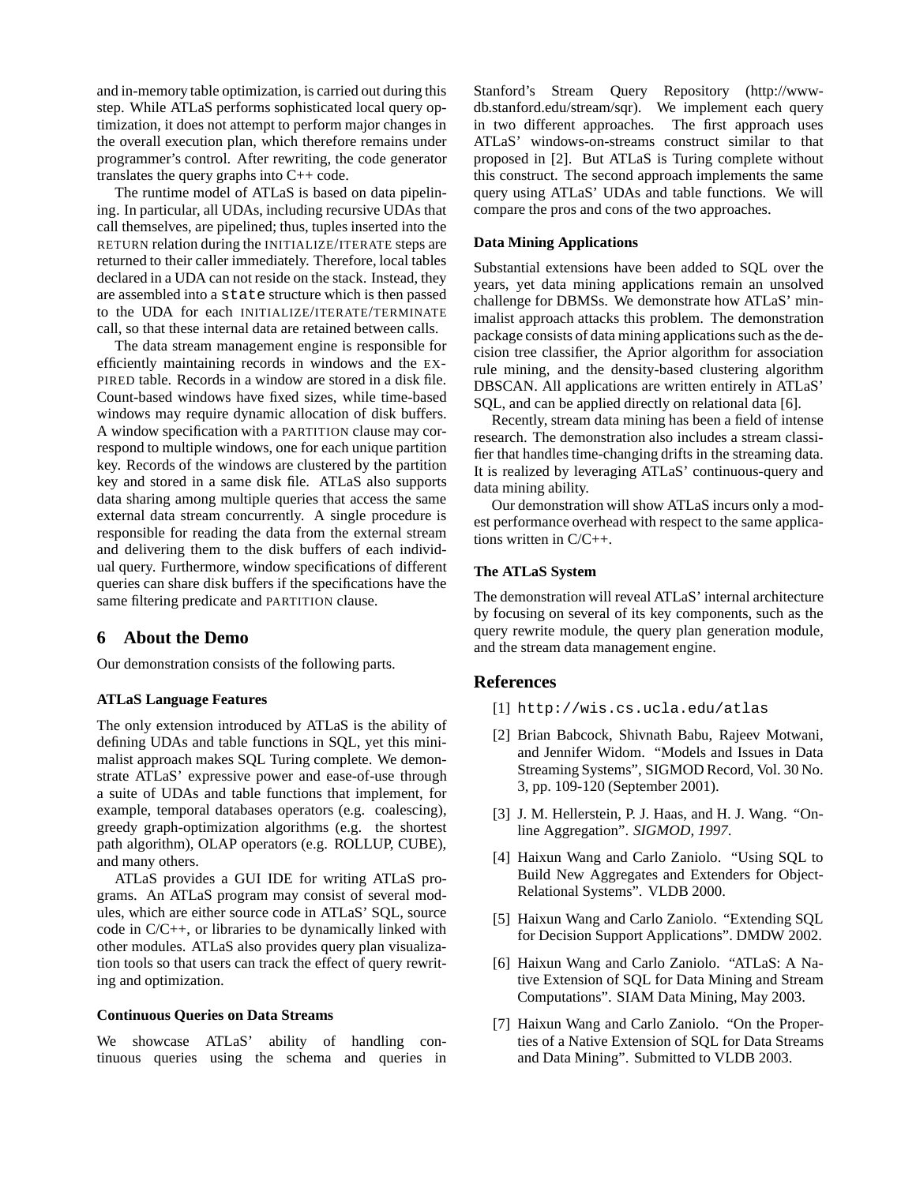and in-memory table optimization, is carried out during this step. While ATLaS performs sophisticated local query optimization, it does not attempt to perform major changes in the overall execution plan, which therefore remains under programmer's control. After rewriting, the code generator translates the query graphs into C++ code.

The runtime model of ATLaS is based on data pipelining. In particular, all UDAs, including recursive UDAs that call themselves, are pipelined; thus, tuples inserted into the RETURN relation during the INITIALIZE/ITERATE steps are returned to their caller immediately. Therefore, local tables declared in a UDA can not reside on the stack. Instead, they are assembled into a `state` structure which is then passed to the UDA for each INITIALIZE/ITERATE/TERMINATE call, so that these internal data are retained between calls.

The data stream management engine is responsible for efficiently maintaining records in windows and the EXPIRED table. Records in a window are stored in a disk file. Count-based windows have fixed sizes, while time-based windows may require dynamic allocation of disk buffers. A window specification with a PARTITION clause may correspond to multiple windows, one for each unique partition key. Records of the windows are clustered by the partition key and stored in a same disk file. ATLaS also supports data sharing among multiple queries that access the same external data stream concurrently. A single procedure is responsible for reading the data from the external stream and delivering them to the disk buffers of each individual query. Furthermore, window specifications of different queries can share disk buffers if the specifications have the same filtering predicate and PARTITION clause.

## 6 About the Demo

Our demonstration consists of the following parts.

**ATLaS Language Features**

The only extension introduced by ATLaS is the ability of defining UDAs and table functions in SQL, yet this minimalist approach makes SQL Turing complete. We demonstrate ATLaS' expressive power and ease-of-use through a suite of UDAs and table functions that implement, for example, temporal databases operators (e.g. coalescing), greedy graph-optimization algorithms (e.g. the shortest path algorithm), OLAP operators (e.g. ROLLUP, CUBE), and many others.

ATLaS provides a GUI IDE for writing ATLaS programs. An ATLaS program may consist of several modules, which are either source code in ATLaS' SQL, source code in C/C++, or libraries to be dynamically linked with other modules. ATLaS also provides query plan visualization tools so that users can track the effect of query rewriting and optimization.

**Continuous Queries on Data Streams**

We showcase ATLaS' ability of handling continuous queries using the schema and queries in Stanford's Stream Query Repository (http://www-db.stanford.edu/stream/sqr). We implement each query in two different approaches. The first approach uses ATLaS' windows-on-streams construct similar to that proposed in [2]. But ATLaS is Turing complete without this construct. The second approach implements the same query using ATLaS' UDAs and table functions. We will compare the pros and cons of the two approaches.

**Data Mining Applications**

Substantial extensions have been added to SQL over the years, yet data mining applications remain an unsolved challenge for DBMSs. We demonstrate how ATLaS' minimalist approach attacks this problem. The demonstration package consists of data mining applications such as the decision tree classifier, the Aprior algorithm for association rule mining, and the density-based clustering algorithm DBSCAN. All applications are written entirely in ATLaS' SQL, and can be applied directly on relational data [6].

Recently, stream data mining has been a field of intense research. The demonstration also includes a stream classifier that handles time-changing drifts in the streaming data. It is realized by leveraging ATLaS' continuous-query and data mining ability.

Our demonstration will show ATLaS incurs only a modest performance overhead with respect to the same applications written in C/C++.

**The ATLaS System**

The demonstration will reveal ATLaS' internal architecture by focusing on several of its key components, such as the query rewrite module, the query plan generation module, and the stream data management engine.

## References

[1] `http://wis.cs.ucla.edu/atlas`

[2] Brian Babcock, Shivnath Babu, Rajeev Motwani, and Jennifer Widom. "Models and Issues in Data Streaming Systems", SIGMOD Record, Vol. 30 No. 3, pp. 109-120 (September 2001).

[3] J. M. Hellerstein, P. J. Haas, and H. J. Wang. "Online Aggregation". *SIGMOD, 1997*.

[4] Haixun Wang and Carlo Zaniolo. "Using SQL to Build New Aggregates and Extenders for Object-Relational Systems". VLDB 2000.

[5] Haixun Wang and Carlo Zaniolo. "Extending SQL for Decision Support Applications". DMDW 2002.

[6] Haixun Wang and Carlo Zaniolo. "ATLaS: A Native Extension of SQL for Data Mining and Stream Computations". SIAM Data Mining, May 2003.

[7] Haixun Wang and Carlo Zaniolo. "On the Properties of a Native Extension of SQL for Data Streams and Data Mining". Submitted to VLDB 2003.